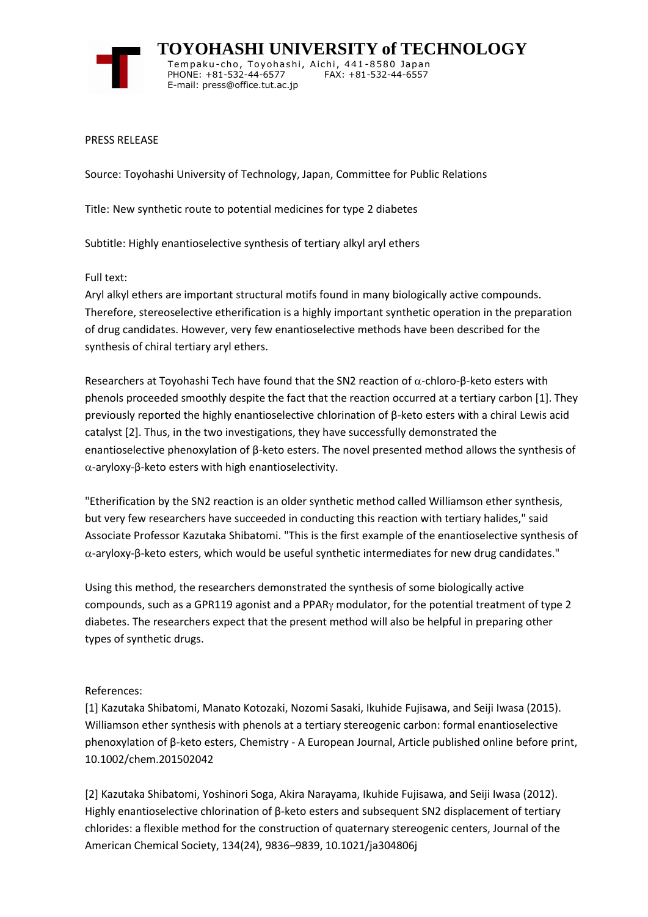# TOYOHASHI UNIVERSITY of TECHNOLOGY

Tempaku-cho, Toyohashi, Aichi, 441-8580 Japan
PHONE: +81-532-44-6577 FAX: +81-532-44-6557
E-mail: press@office.tut.ac.jp

PRESS RELEASE

Source: Toyohashi University of Technology, Japan, Committee for Public Relations

Title: New synthetic route to potential medicines for type 2 diabetes

Subtitle: Highly enantioselective synthesis of tertiary alkyl aryl ethers

Full text:

Aryl alkyl ethers are important structural motifs found in many biologically active compounds. Therefore, stereoselective etherification is a highly important synthetic operation in the preparation of drug candidates. However, very few enantioselective methods have been described for the synthesis of chiral tertiary aryl ethers.

Researchers at Toyohashi Tech have found that the SN2 reaction of $\alpha$-chloro-β-keto esters with phenols proceeded smoothly despite the fact that the reaction occurred at a tertiary carbon [1]. They previously reported the highly enantioselective chlorination of β-keto esters with a chiral Lewis acid catalyst [2]. Thus, in the two investigations, they have successfully demonstrated the enantioselective phenoxylation of β-keto esters. The novel presented method allows the synthesis of $\alpha$-aryloxy-β-keto esters with high enantioselectivity.

"Etherification by the SN2 reaction is an older synthetic method called Williamson ether synthesis, but very few researchers have succeeded in conducting this reaction with tertiary halides," said Associate Professor Kazutaka Shibatomi. "This is the first example of the enantioselective synthesis of $\alpha$-aryloxy-β-keto esters, which would be useful synthetic intermediates for new drug candidates."

Using this method, the researchers demonstrated the synthesis of some biologically active compounds, such as a GPR119 agonist and a PPAR$\gamma$ modulator, for the potential treatment of type 2 diabetes. The researchers expect that the present method will also be helpful in preparing other types of synthetic drugs.

References:

[1] Kazutaka Shibatomi, Manato Kotozaki, Nozomi Sasaki, Ikuhide Fujisawa, and Seiji Iwasa (2015). Williamson ether synthesis with phenols at a tertiary stereogenic carbon: formal enantioselective phenoxylation of β-keto esters, Chemistry - A European Journal, Article published online before print, 10.1002/chem.201502042

[2] Kazutaka Shibatomi, Yoshinori Soga, Akira Narayama, Ikuhide Fujisawa, and Seiji Iwasa (2012). Highly enantioselective chlorination of β-keto esters and subsequent SN2 displacement of tertiary chlorides: a flexible method for the construction of quaternary stereogenic centers, Journal of the American Chemical Society, 134(24), 9836–9839, 10.1021/ja304806j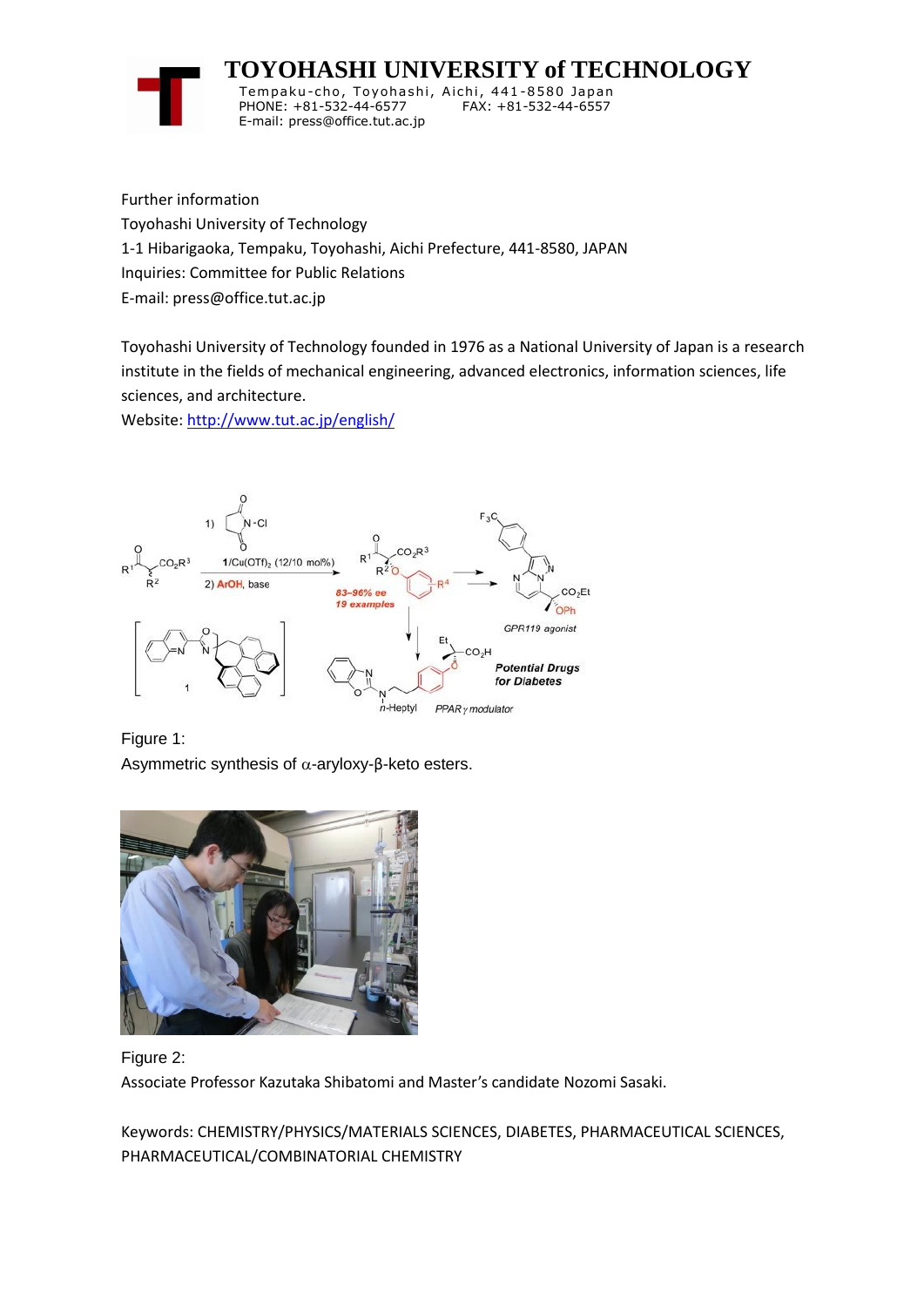Further information

Toyohashi University of Technology

1-1 Hibarigaoka, Tempaku, Toyohashi, Aichi Prefecture, 441-8580, JAPAN

Inquiries: Committee for Public Relations

E-mail: press@office.tut.ac.jp

Toyohashi University of Technology founded in 1976 as a National University of Japan is a research institute in the fields of mechanical engineering, advanced electronics, information sciences, life sciences, and architecture.

Website: http://www.tut.ac.jp/english/

Figure 1:

Asymmetric synthesis of α-aryloxy-β-keto esters.

Figure 2:

Associate Professor Kazutaka Shibatomi and Master's candidate Nozomi Sasaki.

Keywords: CHEMISTRY/PHYSICS/MATERIALS SCIENCES, DIABETES, PHARMACEUTICAL SCIENCES, PHARMACEUTICAL/COMBINATORIAL CHEMISTRY